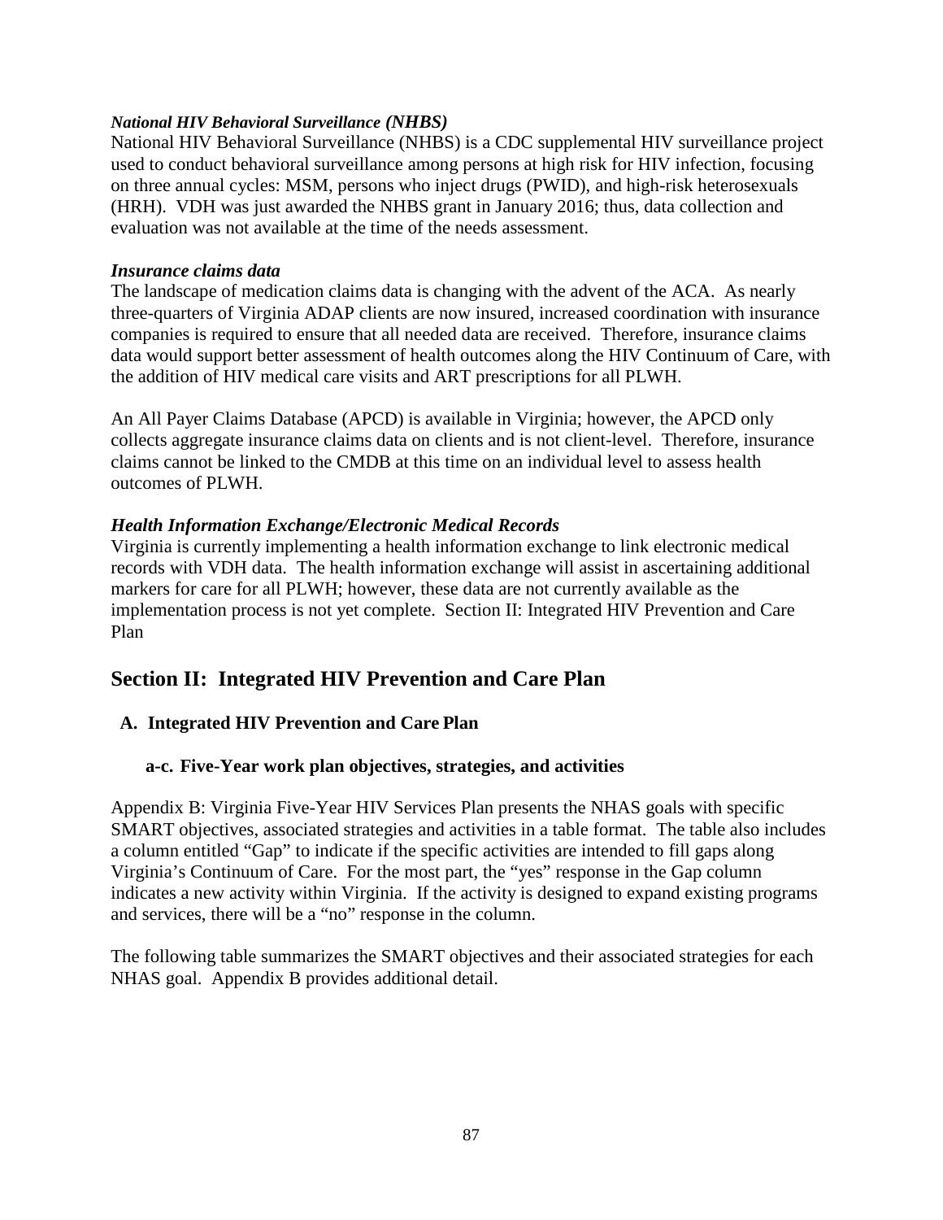***National HIV Behavioral Surveillance (NHBS)***

National HIV Behavioral Surveillance (NHBS) is a CDC supplemental HIV surveillance project used to conduct behavioral surveillance among persons at high risk for HIV infection, focusing on three annual cycles: MSM, persons who inject drugs (PWID), and high-risk heterosexuals (HRH). VDH was just awarded the NHBS grant in January 2016; thus, data collection and evaluation was not available at the time of the needs assessment.

***Insurance claims data***

The landscape of medication claims data is changing with the advent of the ACA. As nearly three-quarters of Virginia ADAP clients are now insured, increased coordination with insurance companies is required to ensure that all needed data are received. Therefore, insurance claims data would support better assessment of health outcomes along the HIV Continuum of Care, with the addition of HIV medical care visits and ART prescriptions for all PLWH.

An All Payer Claims Database (APCD) is available in Virginia; however, the APCD only collects aggregate insurance claims data on clients and is not client-level. Therefore, insurance claims cannot be linked to the CMDB at this time on an individual level to assess health outcomes of PLWH.

***Health Information Exchange/Electronic Medical Records***

Virginia is currently implementing a health information exchange to link electronic medical records with VDH data. The health information exchange will assist in ascertaining additional markers for care for all PLWH; however, these data are not currently available as the implementation process is not yet complete. Section II: Integrated HIV Prevention and Care Plan

## Section II: Integrated HIV Prevention and Care Plan

### A. Integrated HIV Prevention and Care Plan

#### a-c. Five-Year work plan objectives, strategies, and activities

Appendix B: Virginia Five-Year HIV Services Plan presents the NHAS goals with specific SMART objectives, associated strategies and activities in a table format. The table also includes a column entitled "Gap" to indicate if the specific activities are intended to fill gaps along Virginia's Continuum of Care. For the most part, the "yes" response in the Gap column indicates a new activity within Virginia. If the activity is designed to expand existing programs and services, there will be a "no" response in the column.

The following table summarizes the SMART objectives and their associated strategies for each NHAS goal. Appendix B provides additional detail.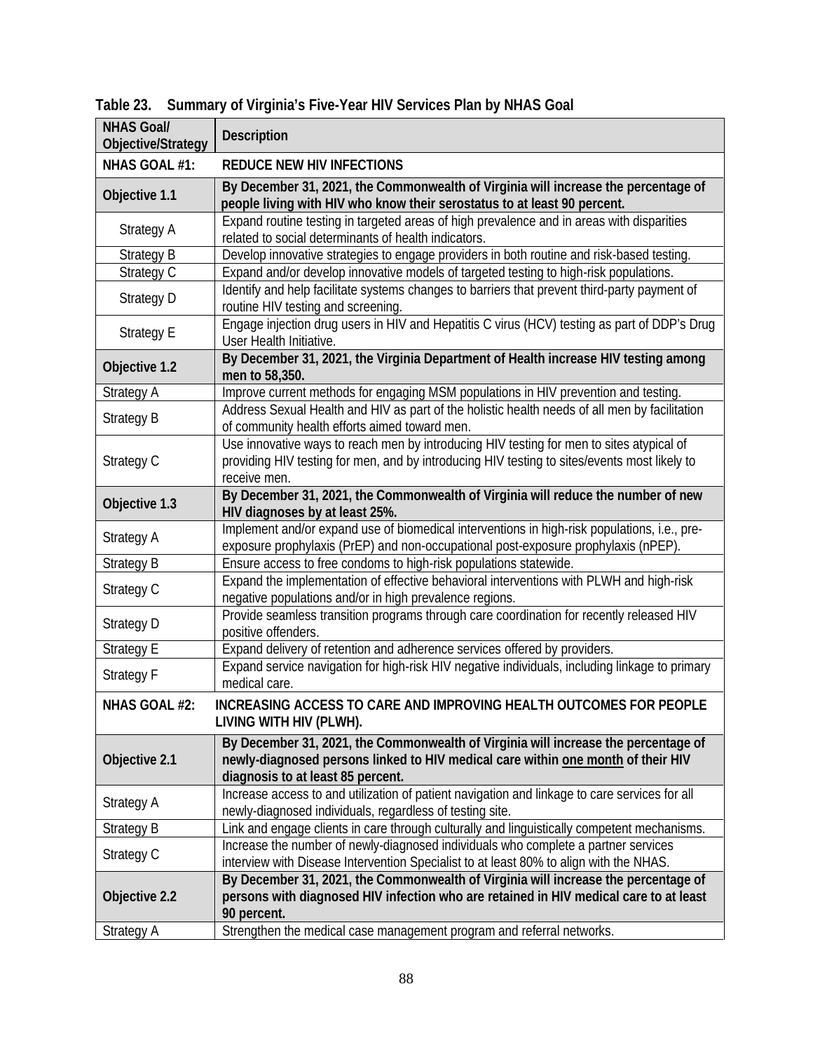**Table 23. Summary of Virginia's Five-Year HIV Services Plan by NHAS Goal**

| NHAS Goal/ Objective/Strategy | Description |
|---|---|
| **NHAS GOAL #1:** | **REDUCE NEW HIV INFECTIONS** |
| **Objective 1.1** | **By December 31, 2021, the Commonwealth of Virginia will increase the percentage of people living with HIV who know their serostatus to at least 90 percent.** |
| Strategy A | Expand routine testing in targeted areas of high prevalence and in areas with disparities related to social determinants of health indicators. |
| Strategy B | Develop innovative strategies to engage providers in both routine and risk-based testing. |
| Strategy C | Expand and/or develop innovative models of targeted testing to high-risk populations. |
| Strategy D | Identify and help facilitate systems changes to barriers that prevent third-party payment of routine HIV testing and screening. |
| Strategy E | Engage injection drug users in HIV and Hepatitis C virus (HCV) testing as part of DDP's Drug User Health Initiative. |
| **Objective 1.2** | **By December 31, 2021, the Virginia Department of Health increase HIV testing among men to 58,350.** |
| Strategy A | Improve current methods for engaging MSM populations in HIV prevention and testing. |
| Strategy B | Address Sexual Health and HIV as part of the holistic health needs of all men by facilitation of community health efforts aimed toward men. |
| Strategy C | Use innovative ways to reach men by introducing HIV testing for men to sites atypical of providing HIV testing for men, and by introducing HIV testing to sites/events most likely to receive men. |
| **Objective 1.3** | **By December 31, 2021, the Commonwealth of Virginia will reduce the number of new HIV diagnoses by at least 25%.** |
| Strategy A | Implement and/or expand use of biomedical interventions in high-risk populations, i.e., pre-exposure prophylaxis (PrEP) and non-occupational post-exposure prophylaxis (nPEP). |
| Strategy B | Ensure access to free condoms to high-risk populations statewide. |
| Strategy C | Expand the implementation of effective behavioral interventions with PLWH and high-risk negative populations and/or in high prevalence regions. |
| Strategy D | Provide seamless transition programs through care coordination for recently released HIV positive offenders. |
| Strategy E | Expand delivery of retention and adherence services offered by providers. |
| Strategy F | Expand service navigation for high-risk HIV negative individuals, including linkage to primary medical care. |
| **NHAS GOAL #2:** | **INCREASING ACCESS TO CARE AND IMPROVING HEALTH OUTCOMES FOR PEOPLE LIVING WITH HIV (PLWH).** |
| **Objective 2.1** | **By December 31, 2021, the Commonwealth of Virginia will increase the percentage of newly-diagnosed persons linked to HIV medical care within one month of their HIV diagnosis to at least 85 percent.** |
| Strategy A | Increase access to and utilization of patient navigation and linkage to care services for all newly-diagnosed individuals, regardless of testing site. |
| Strategy B | Link and engage clients in care through culturally and linguistically competent mechanisms. |
| Strategy C | Increase the number of newly-diagnosed individuals who complete a partner services interview with Disease Intervention Specialist to at least 80% to align with the NHAS. |
| **Objective 2.2** | **By December 31, 2021, the Commonwealth of Virginia will increase the percentage of persons with diagnosed HIV infection who are retained in HIV medical care to at least 90 percent.** |
| Strategy A | Strengthen the medical case management program and referral networks. |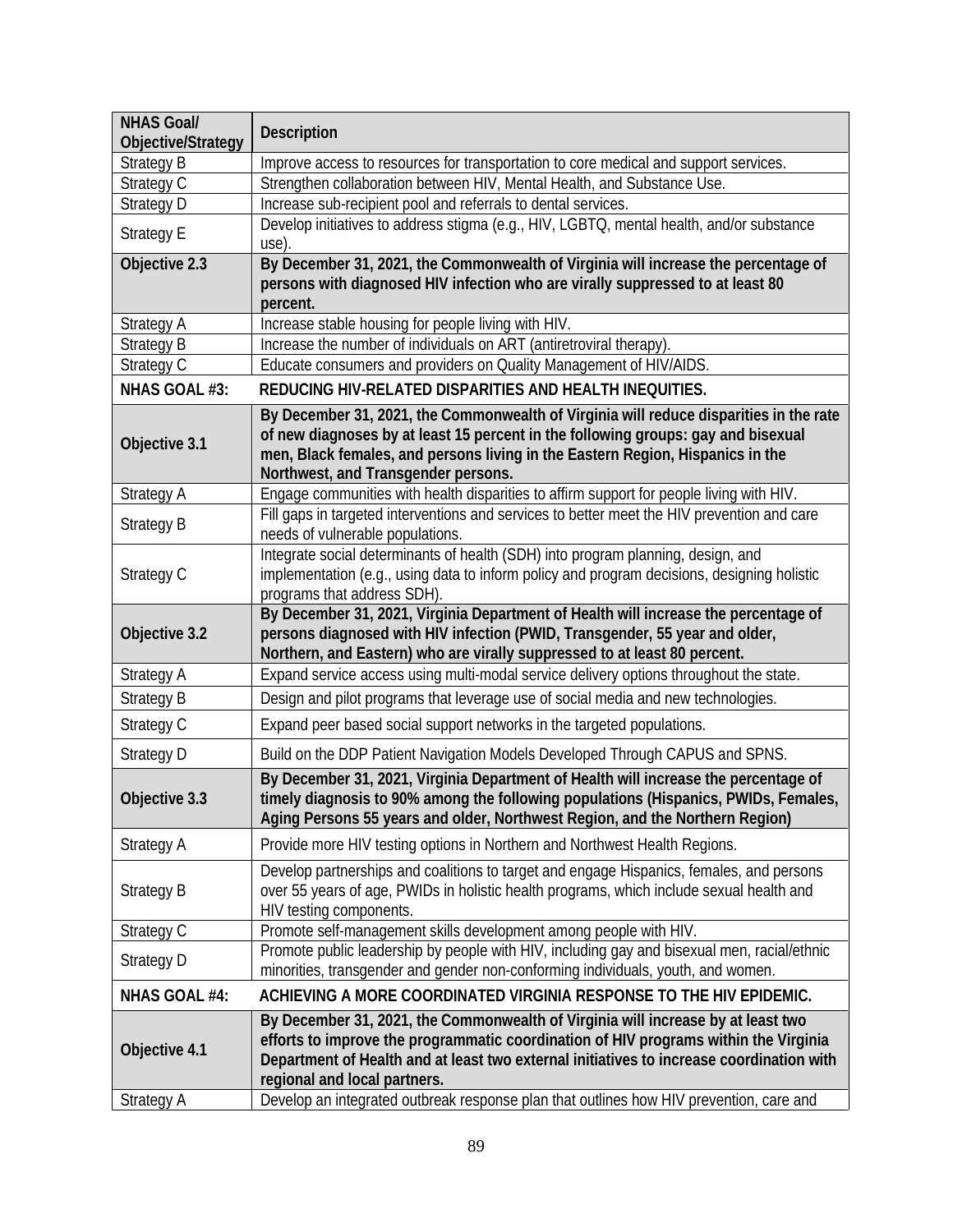| NHAS Goal/ Objective/Strategy | Description |
|---|---|
| Strategy B | Improve access to resources for transportation to core medical and support services. |
| Strategy C | Strengthen collaboration between HIV, Mental Health, and Substance Use. |
| Strategy D | Increase sub-recipient pool and referrals to dental services. |
| Strategy E | Develop initiatives to address stigma (e.g., HIV, LGBTQ, mental health, and/or substance use). |
| **Objective 2.3** | **By December 31, 2021, the Commonwealth of Virginia will increase the percentage of persons with diagnosed HIV infection who are virally suppressed to at least 80 percent.** |
| Strategy A | Increase stable housing for people living with HIV. |
| Strategy B | Increase the number of individuals on ART (antiretroviral therapy). |
| Strategy C | Educate consumers and providers on Quality Management of HIV/AIDS. |
| **NHAS GOAL #3:** | **REDUCING HIV-RELATED DISPARITIES AND HEALTH INEQUITIES.** |
| **Objective 3.1** | **By December 31, 2021, the Commonwealth of Virginia will reduce disparities in the rate of new diagnoses by at least 15 percent in the following groups: gay and bisexual men, Black females, and persons living in the Eastern Region, Hispanics in the Northwest, and Transgender persons.** |
| Strategy A | Engage communities with health disparities to affirm support for people living with HIV. |
| Strategy B | Fill gaps in targeted interventions and services to better meet the HIV prevention and care needs of vulnerable populations. |
| Strategy C | Integrate social determinants of health (SDH) into program planning, design, and implementation (e.g., using data to inform policy and program decisions, designing holistic programs that address SDH). |
| **Objective 3.2** | **By December 31, 2021, Virginia Department of Health will increase the percentage of persons diagnosed with HIV infection (PWID, Transgender, 55 year and older, Northern, and Eastern) who are virally suppressed to at least 80 percent.** |
| Strategy A | Expand service access using multi-modal service delivery options throughout the state. |
| Strategy B | Design and pilot programs that leverage use of social media and new technologies. |
| Strategy C | Expand peer based social support networks in the targeted populations. |
| Strategy D | Build on the DDP Patient Navigation Models Developed Through CAPUS and SPNS. |
| **Objective 3.3** | **By December 31, 2021, Virginia Department of Health will increase the percentage of timely diagnosis to 90% among the following populations (Hispanics, PWIDs, Females, Aging Persons 55 years and older, Northwest Region, and the Northern Region)** |
| Strategy A | Provide more HIV testing options in Northern and Northwest Health Regions. |
| Strategy B | Develop partnerships and coalitions to target and engage Hispanics, females, and persons over 55 years of age, PWIDs in holistic health programs, which include sexual health and HIV testing components. |
| Strategy C | Promote self-management skills development among people with HIV. |
| Strategy D | Promote public leadership by people with HIV, including gay and bisexual men, racial/ethnic minorities, transgender and gender non-conforming individuals, youth, and women. |
| **NHAS GOAL #4:** | **ACHIEVING A MORE COORDINATED VIRGINIA RESPONSE TO THE HIV EPIDEMIC.** |
| **Objective 4.1** | **By December 31, 2021, the Commonwealth of Virginia will increase by at least two efforts to improve the programmatic coordination of HIV programs within the Virginia Department of Health and at least two external initiatives to increase coordination with regional and local partners.** |
| Strategy A | Develop an integrated outbreak response plan that outlines how HIV prevention, care and |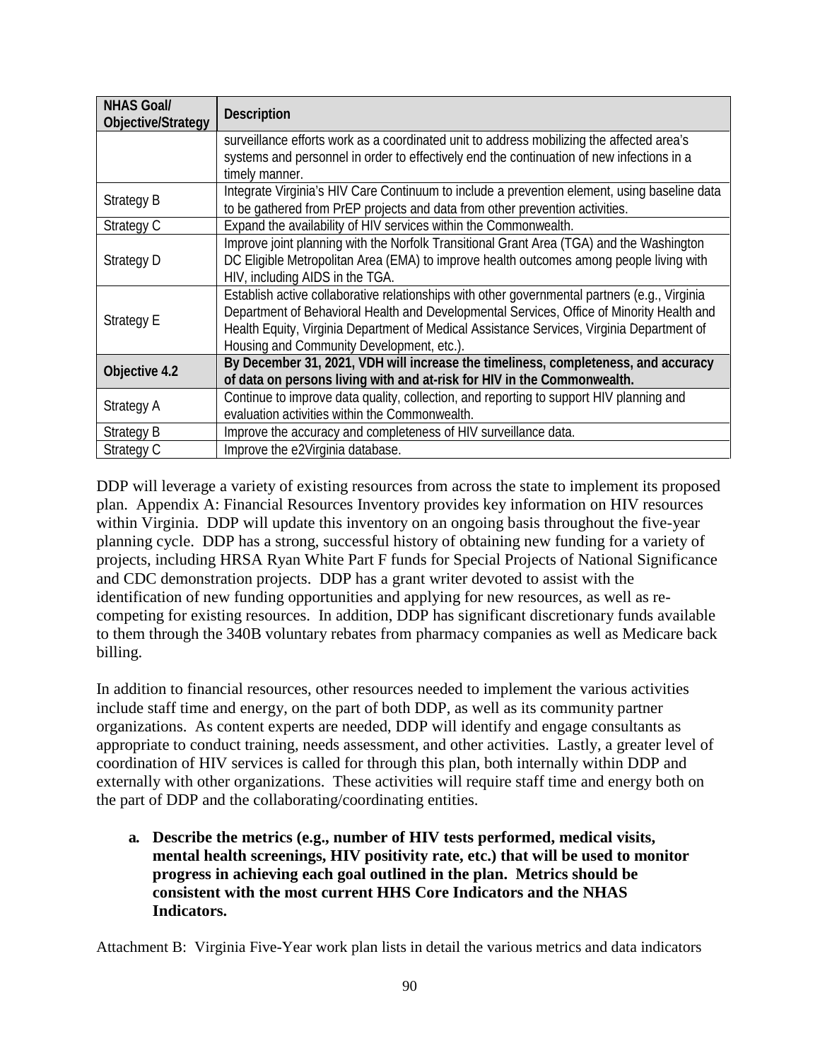| NHAS Goal/ Objective/Strategy | Description |
|---|---|
| | surveillance efforts work as a coordinated unit to address mobilizing the affected area's systems and personnel in order to effectively end the continuation of new infections in a timely manner. |
| Strategy B | Integrate Virginia's HIV Care Continuum to include a prevention element, using baseline data to be gathered from PrEP projects and data from other prevention activities. |
| Strategy C | Expand the availability of HIV services within the Commonwealth. |
| Strategy D | Improve joint planning with the Norfolk Transitional Grant Area (TGA) and the Washington DC Eligible Metropolitan Area (EMA) to improve health outcomes among people living with HIV, including AIDS in the TGA. |
| Strategy E | Establish active collaborative relationships with other governmental partners (e.g., Virginia Department of Behavioral Health and Developmental Services, Office of Minority Health and Health Equity, Virginia Department of Medical Assistance Services, Virginia Department of Housing and Community Development, etc.). |
| **Objective 4.2** | **By December 31, 2021, VDH will increase the timeliness, completeness, and accuracy of data on persons living with and at-risk for HIV in the Commonwealth.** |
| Strategy A | Continue to improve data quality, collection, and reporting to support HIV planning and evaluation activities within the Commonwealth. |
| Strategy B | Improve the accuracy and completeness of HIV surveillance data. |
| Strategy C | Improve the e2Virginia database. |

DDP will leverage a variety of existing resources from across the state to implement its proposed plan. Appendix A: Financial Resources Inventory provides key information on HIV resources within Virginia. DDP will update this inventory on an ongoing basis throughout the five-year planning cycle. DDP has a strong, successful history of obtaining new funding for a variety of projects, including HRSA Ryan White Part F funds for Special Projects of National Significance and CDC demonstration projects. DDP has a grant writer devoted to assist with the identification of new funding opportunities and applying for new resources, as well as re-competing for existing resources. In addition, DDP has significant discretionary funds available to them through the 340B voluntary rebates from pharmacy companies as well as Medicare back billing.

In addition to financial resources, other resources needed to implement the various activities include staff time and energy, on the part of both DDP, as well as its community partner organizations. As content experts are needed, DDP will identify and engage consultants as appropriate to conduct training, needs assessment, and other activities. Lastly, a greater level of coordination of HIV services is called for through this plan, both internally within DDP and externally with other organizations. These activities will require staff time and energy both on the part of DDP and the collaborating/coordinating entities.

**a. Describe the metrics (e.g., number of HIV tests performed, medical visits, mental health screenings, HIV positivity rate, etc.) that will be used to monitor progress in achieving each goal outlined in the plan. Metrics should be consistent with the most current HHS Core Indicators and the NHAS Indicators.**

Attachment B: Virginia Five-Year work plan lists in detail the various metrics and data indicators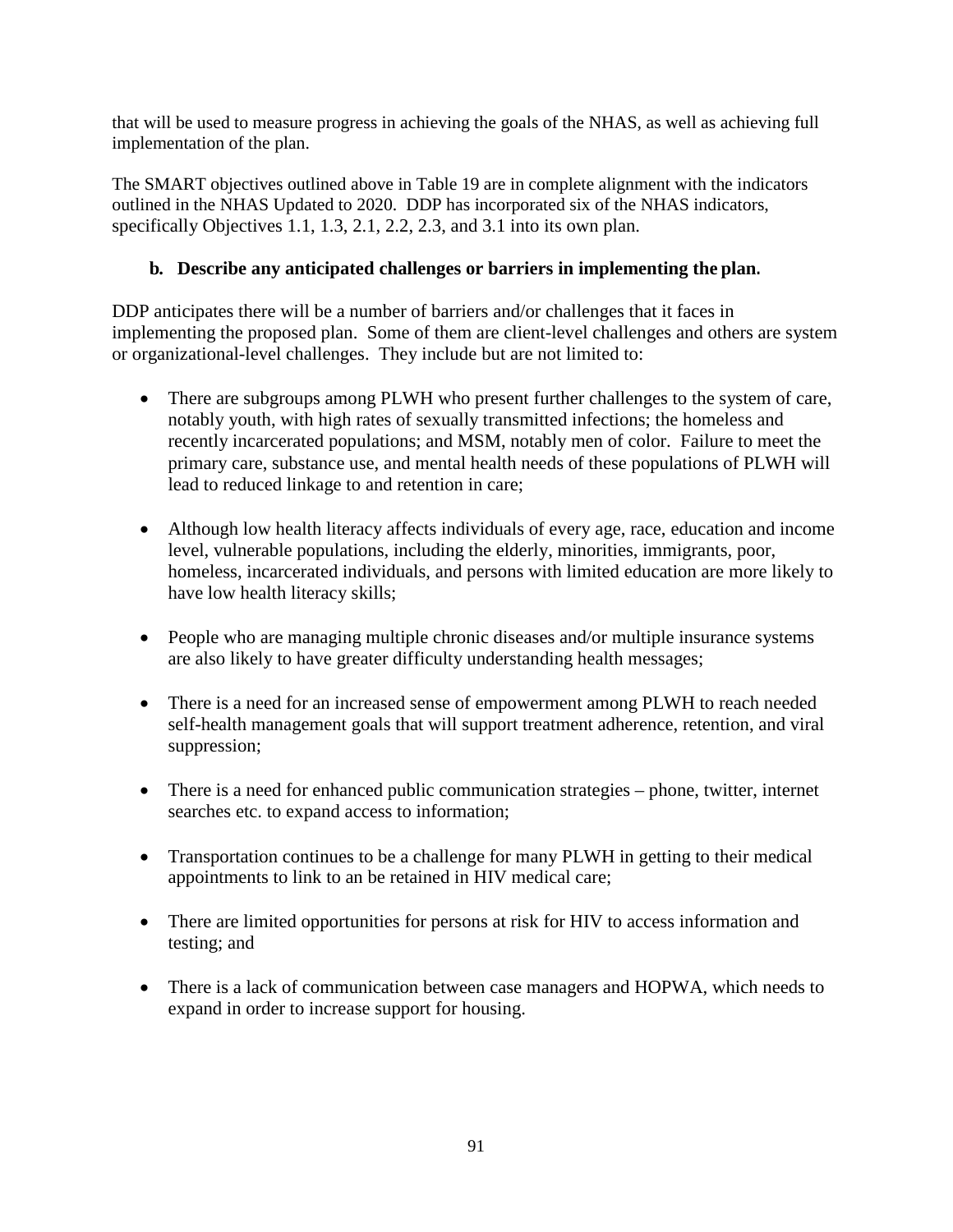that will be used to measure progress in achieving the goals of the NHAS, as well as achieving full implementation of the plan.

The SMART objectives outlined above in Table 19 are in complete alignment with the indicators outlined in the NHAS Updated to 2020. DDP has incorporated six of the NHAS indicators, specifically Objectives 1.1, 1.3, 2.1, 2.2, 2.3, and 3.1 into its own plan.

**b. Describe any anticipated challenges or barriers in implementing the plan.**

DDP anticipates there will be a number of barriers and/or challenges that it faces in implementing the proposed plan. Some of them are client-level challenges and others are system or organizational-level challenges. They include but are not limited to:

- There are subgroups among PLWH who present further challenges to the system of care, notably youth, with high rates of sexually transmitted infections; the homeless and recently incarcerated populations; and MSM, notably men of color. Failure to meet the primary care, substance use, and mental health needs of these populations of PLWH will lead to reduced linkage to and retention in care;

- Although low health literacy affects individuals of every age, race, education and income level, vulnerable populations, including the elderly, minorities, immigrants, poor, homeless, incarcerated individuals, and persons with limited education are more likely to have low health literacy skills;

- People who are managing multiple chronic diseases and/or multiple insurance systems are also likely to have greater difficulty understanding health messages;

- There is a need for an increased sense of empowerment among PLWH to reach needed self-health management goals that will support treatment adherence, retention, and viral suppression;

- There is a need for enhanced public communication strategies – phone, twitter, internet searches etc. to expand access to information;

- Transportation continues to be a challenge for many PLWH in getting to their medical appointments to link to an be retained in HIV medical care;

- There are limited opportunities for persons at risk for HIV to access information and testing; and

- There is a lack of communication between case managers and HOPWA, which needs to expand in order to increase support for housing.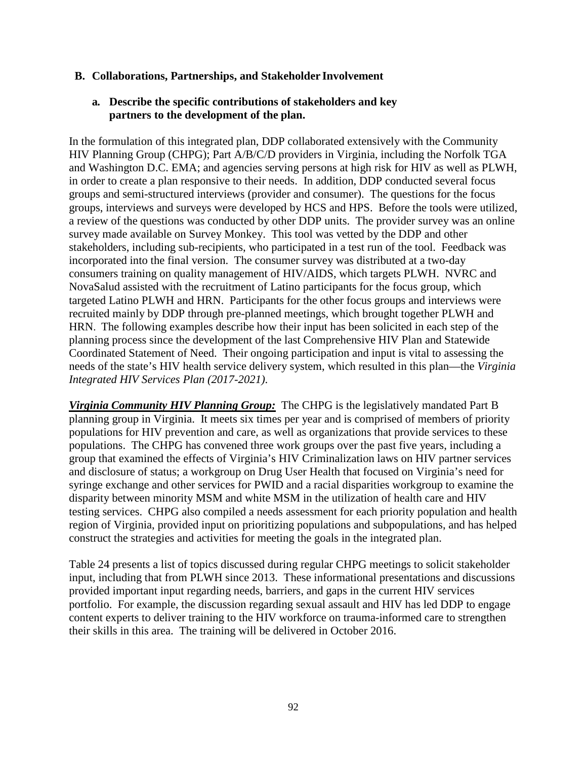### B. Collaborations, Partnerships, and Stakeholder Involvement

#### a. Describe the specific contributions of stakeholders and key partners to the development of the plan.

In the formulation of this integrated plan, DDP collaborated extensively with the Community HIV Planning Group (CHPG); Part A/B/C/D providers in Virginia, including the Norfolk TGA and Washington D.C. EMA; and agencies serving persons at high risk for HIV as well as PLWH, in order to create a plan responsive to their needs. In addition, DDP conducted several focus groups and semi-structured interviews (provider and consumer). The questions for the focus groups, interviews and surveys were developed by HCS and HPS. Before the tools were utilized, a review of the questions was conducted by other DDP units. The provider survey was an online survey made available on Survey Monkey. This tool was vetted by the DDP and other stakeholders, including sub-recipients, who participated in a test run of the tool. Feedback was incorporated into the final version. The consumer survey was distributed at a two-day consumers training on quality management of HIV/AIDS, which targets PLWH. NVRC and NovaSalud assisted with the recruitment of Latino participants for the focus group, which targeted Latino PLWH and HRN. Participants for the other focus groups and interviews were recruited mainly by DDP through pre-planned meetings, which brought together PLWH and HRN. The following examples describe how their input has been solicited in each step of the planning process since the development of the last Comprehensive HIV Plan and Statewide Coordinated Statement of Need. Their ongoing participation and input is vital to assessing the needs of the state's HIV health service delivery system, which resulted in this plan—the *Virginia Integrated HIV Services Plan (2017-2021)*.

***Virginia Community HIV Planning Group:*** The CHPG is the legislatively mandated Part B planning group in Virginia. It meets six times per year and is comprised of members of priority populations for HIV prevention and care, as well as organizations that provide services to these populations. The CHPG has convened three work groups over the past five years, including a group that examined the effects of Virginia's HIV Criminalization laws on HIV partner services and disclosure of status; a workgroup on Drug User Health that focused on Virginia's need for syringe exchange and other services for PWID and a racial disparities workgroup to examine the disparity between minority MSM and white MSM in the utilization of health care and HIV testing services. CHPG also compiled a needs assessment for each priority population and health region of Virginia, provided input on prioritizing populations and subpopulations, and has helped construct the strategies and activities for meeting the goals in the integrated plan.

Table 24 presents a list of topics discussed during regular CHPG meetings to solicit stakeholder input, including that from PLWH since 2013. These informational presentations and discussions provided important input regarding needs, barriers, and gaps in the current HIV services portfolio. For example, the discussion regarding sexual assault and HIV has led DDP to engage content experts to deliver training to the HIV workforce on trauma-informed care to strengthen their skills in this area. The training will be delivered in October 2016.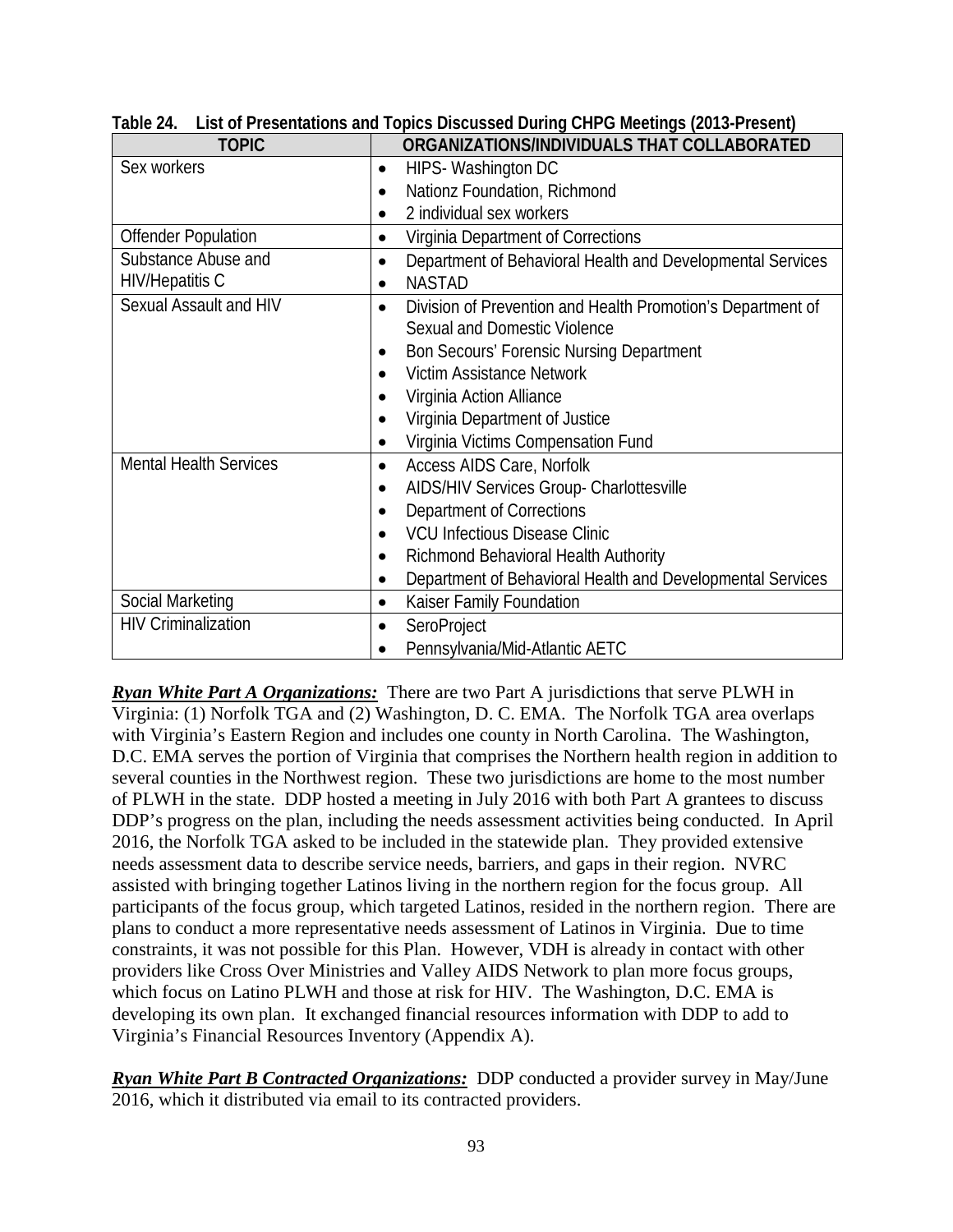**Table 24. List of Presentations and Topics Discussed During CHPG Meetings (2013-Present)**

| TOPIC | ORGANIZATIONS/INDIVIDUALS THAT COLLABORATED |
|---|---|
| Sex workers | • HIPS- Washington DC<br>• Nationz Foundation, Richmond<br>• 2 individual sex workers |
| Offender Population | • Virginia Department of Corrections |
| Substance Abuse and HIV/Hepatitis C | • Department of Behavioral Health and Developmental Services<br>• NASTAD |
| Sexual Assault and HIV | • Division of Prevention and Health Promotion's Department of Sexual and Domestic Violence<br>• Bon Secours' Forensic Nursing Department<br>• Victim Assistance Network<br>• Virginia Action Alliance<br>• Virginia Department of Justice<br>• Virginia Victims Compensation Fund |
| Mental Health Services | • Access AIDS Care, Norfolk<br>• AIDS/HIV Services Group- Charlottesville<br>• Department of Corrections<br>• VCU Infectious Disease Clinic<br>• Richmond Behavioral Health Authority<br>• Department of Behavioral Health and Developmental Services |
| Social Marketing | • Kaiser Family Foundation |
| HIV Criminalization | • SeroProject<br>• Pennsylvania/Mid-Atlantic AETC |

***Ryan White Part A Organizations:*** There are two Part A jurisdictions that serve PLWH in Virginia: (1) Norfolk TGA and (2) Washington, D. C. EMA. The Norfolk TGA area overlaps with Virginia's Eastern Region and includes one county in North Carolina. The Washington, D.C. EMA serves the portion of Virginia that comprises the Northern health region in addition to several counties in the Northwest region. These two jurisdictions are home to the most number of PLWH in the state. DDP hosted a meeting in July 2016 with both Part A grantees to discuss DDP's progress on the plan, including the needs assessment activities being conducted. In April 2016, the Norfolk TGA asked to be included in the statewide plan. They provided extensive needs assessment data to describe service needs, barriers, and gaps in their region. NVRC assisted with bringing together Latinos living in the northern region for the focus group. All participants of the focus group, which targeted Latinos, resided in the northern region. There are plans to conduct a more representative needs assessment of Latinos in Virginia. Due to time constraints, it was not possible for this Plan. However, VDH is already in contact with other providers like Cross Over Ministries and Valley AIDS Network to plan more focus groups, which focus on Latino PLWH and those at risk for HIV. The Washington, D.C. EMA is developing its own plan. It exchanged financial resources information with DDP to add to Virginia's Financial Resources Inventory (Appendix A).

***Ryan White Part B Contracted Organizations:*** DDP conducted a provider survey in May/June 2016, which it distributed via email to its contracted providers.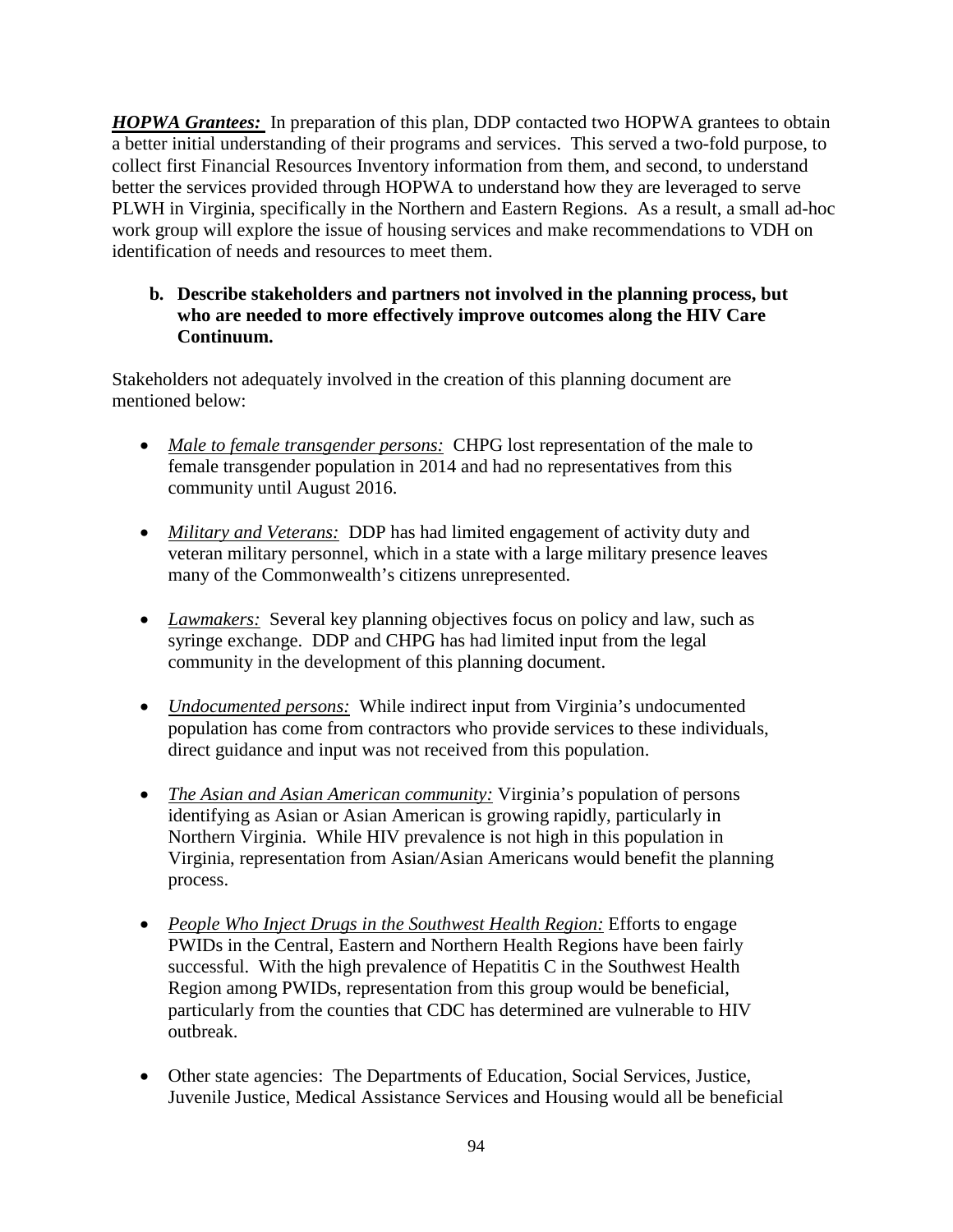***HOPWA Grantees:*** In preparation of this plan, DDP contacted two HOPWA grantees to obtain a better initial understanding of their programs and services. This served a two-fold purpose, to collect first Financial Resources Inventory information from them, and second, to understand better the services provided through HOPWA to understand how they are leveraged to serve PLWH in Virginia, specifically in the Northern and Eastern Regions. As a result, a small ad-hoc work group will explore the issue of housing services and make recommendations to VDH on identification of needs and resources to meet them.

**b. Describe stakeholders and partners not involved in the planning process, but who are needed to more effectively improve outcomes along the HIV Care Continuum.**

Stakeholders not adequately involved in the creation of this planning document are mentioned below:

- *Male to female transgender persons:* CHPG lost representation of the male to female transgender population in 2014 and had no representatives from this community until August 2016.
- *Military and Veterans:* DDP has had limited engagement of activity duty and veteran military personnel, which in a state with a large military presence leaves many of the Commonwealth's citizens unrepresented.
- *Lawmakers:* Several key planning objectives focus on policy and law, such as syringe exchange. DDP and CHPG has had limited input from the legal community in the development of this planning document.
- *Undocumented persons:* While indirect input from Virginia's undocumented population has come from contractors who provide services to these individuals, direct guidance and input was not received from this population.
- *The Asian and Asian American community:* Virginia's population of persons identifying as Asian or Asian American is growing rapidly, particularly in Northern Virginia. While HIV prevalence is not high in this population in Virginia, representation from Asian/Asian Americans would benefit the planning process.
- *People Who Inject Drugs in the Southwest Health Region:* Efforts to engage PWIDs in the Central, Eastern and Northern Health Regions have been fairly successful. With the high prevalence of Hepatitis C in the Southwest Health Region among PWIDs, representation from this group would be beneficial, particularly from the counties that CDC has determined are vulnerable to HIV outbreak.
- Other state agencies: The Departments of Education, Social Services, Justice, Juvenile Justice, Medical Assistance Services and Housing would all be beneficial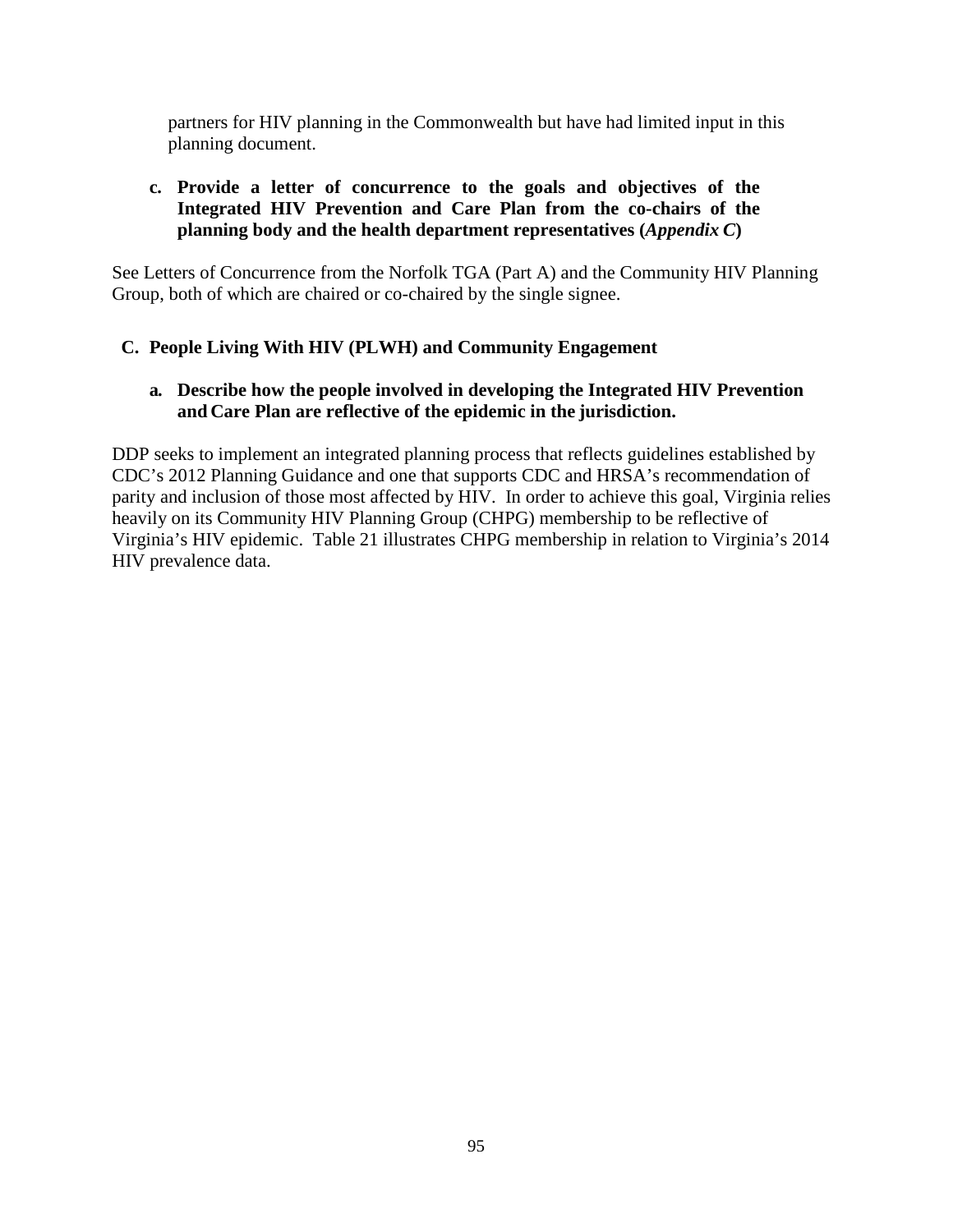partners for HIV planning in the Commonwealth but have had limited input in this planning document.

**c. Provide a letter of concurrence to the goals and objectives of the Integrated HIV Prevention and Care Plan from the co-chairs of the planning body and the health department representatives (*Appendix C*)**

See Letters of Concurrence from the Norfolk TGA (Part A) and the Community HIV Planning Group, both of which are chaired or co-chaired by the single signee.

## C. People Living With HIV (PLWH) and Community Engagement

**a. Describe how the people involved in developing the Integrated HIV Prevention and Care Plan are reflective of the epidemic in the jurisdiction.**

DDP seeks to implement an integrated planning process that reflects guidelines established by CDC's 2012 Planning Guidance and one that supports CDC and HRSA's recommendation of parity and inclusion of those most affected by HIV. In order to achieve this goal, Virginia relies heavily on its Community HIV Planning Group (CHPG) membership to be reflective of Virginia's HIV epidemic. Table 21 illustrates CHPG membership in relation to Virginia's 2014 HIV prevalence data.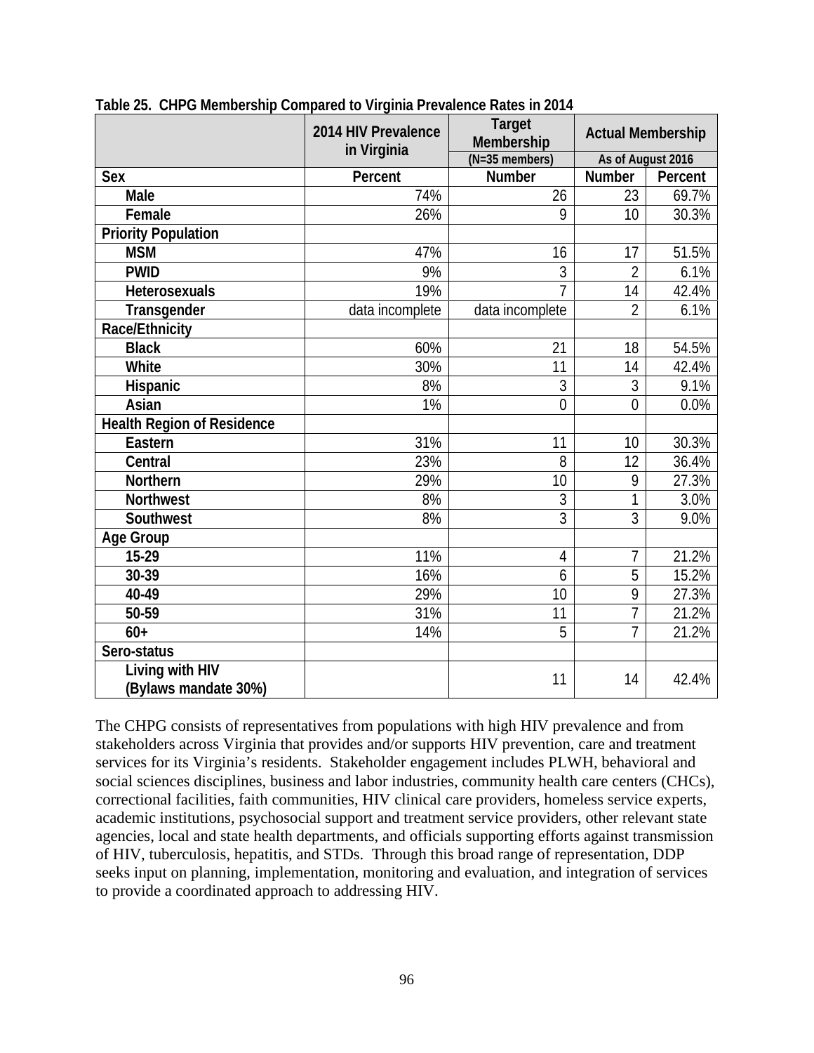**Table 25. CHPG Membership Compared to Virginia Prevalence Rates in 2014**

| | 2014 HIV Prevalence in Virginia | Target Membership (N=35 members) | Actual Membership As of August 2016 | |
|---|---|---|---|---|
| **Sex** | **Percent** | **Number** | **Number** | **Percent** |
| Male | 74% | 26 | 23 | 69.7% |
| Female | 26% | 9 | 10 | 30.3% |
| **Priority Population** | | | | |
| MSM | 47% | 16 | 17 | 51.5% |
| PWID | 9% | 3 | 2 | 6.1% |
| Heterosexuals | 19% | 7 | 14 | 42.4% |
| Transgender | data incomplete | data incomplete | 2 | 6.1% |
| **Race/Ethnicity** | | | | |
| Black | 60% | 21 | 18 | 54.5% |
| White | 30% | 11 | 14 | 42.4% |
| Hispanic | 8% | 3 | 3 | 9.1% |
| Asian | 1% | 0 | 0 | 0.0% |
| **Health Region of Residence** | | | | |
| Eastern | 31% | 11 | 10 | 30.3% |
| Central | 23% | 8 | 12 | 36.4% |
| Northern | 29% | 10 | 9 | 27.3% |
| Northwest | 8% | 3 | 1 | 3.0% |
| Southwest | 8% | 3 | 3 | 9.0% |
| **Age Group** | | | | |
| 15-29 | 11% | 4 | 7 | 21.2% |
| 30-39 | 16% | 6 | 5 | 15.2% |
| 40-49 | 29% | 10 | 9 | 27.3% |
| 50-59 | 31% | 11 | 7 | 21.2% |
| 60+ | 14% | 5 | 7 | 21.2% |
| **Sero-status** | | | | |
| Living with HIV (Bylaws mandate 30%) | | 11 | 14 | 42.4% |

The CHPG consists of representatives from populations with high HIV prevalence and from stakeholders across Virginia that provides and/or supports HIV prevention, care and treatment services for its Virginia's residents. Stakeholder engagement includes PLWH, behavioral and social sciences disciplines, business and labor industries, community health care centers (CHCs), correctional facilities, faith communities, HIV clinical care providers, homeless service experts, academic institutions, psychosocial support and treatment service providers, other relevant state agencies, local and state health departments, and officials supporting efforts against transmission of HIV, tuberculosis, hepatitis, and STDs. Through this broad range of representation, DDP seeks input on planning, implementation, monitoring and evaluation, and integration of services to provide a coordinated approach to addressing HIV.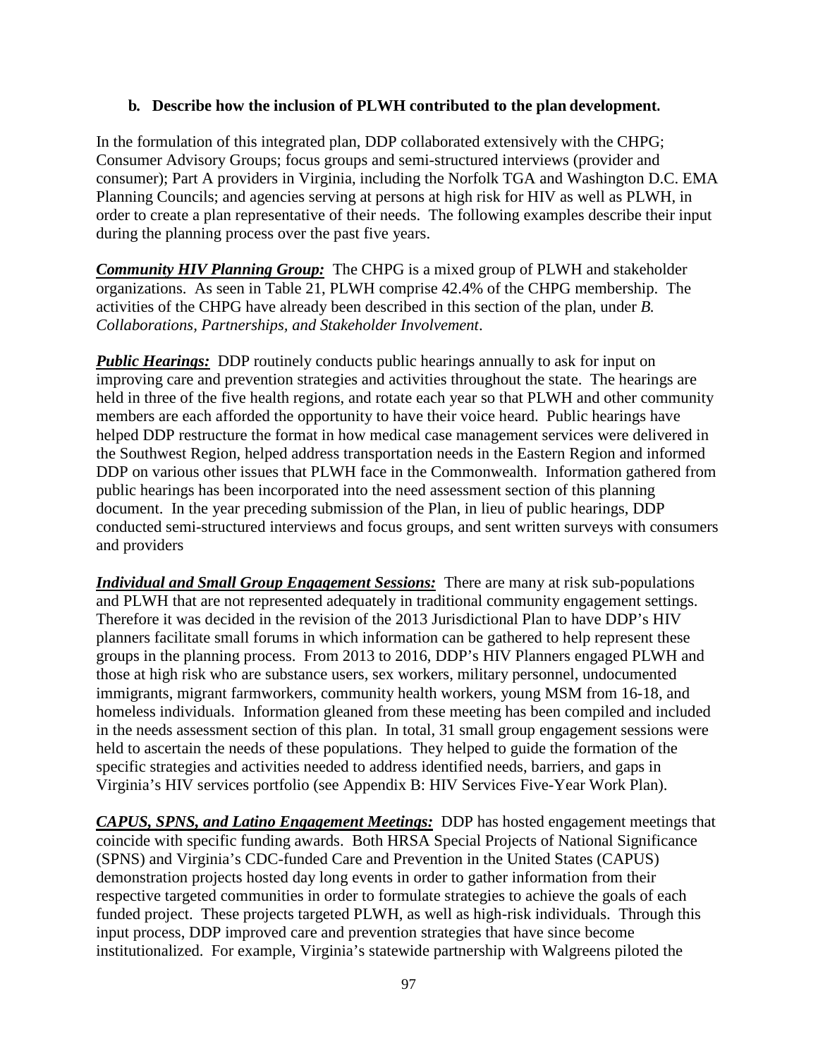**b. Describe how the inclusion of PLWH contributed to the plan development.**

In the formulation of this integrated plan, DDP collaborated extensively with the CHPG; Consumer Advisory Groups; focus groups and semi-structured interviews (provider and consumer); Part A providers in Virginia, including the Norfolk TGA and Washington D.C. EMA Planning Councils; and agencies serving at persons at high risk for HIV as well as PLWH, in order to create a plan representative of their needs. The following examples describe their input during the planning process over the past five years.

***Community HIV Planning Group:*** The CHPG is a mixed group of PLWH and stakeholder organizations. As seen in Table 21, PLWH comprise 42.4% of the CHPG membership. The activities of the CHPG have already been described in this section of the plan, under *B. Collaborations, Partnerships, and Stakeholder Involvement*.

***Public Hearings:*** DDP routinely conducts public hearings annually to ask for input on improving care and prevention strategies and activities throughout the state. The hearings are held in three of the five health regions, and rotate each year so that PLWH and other community members are each afforded the opportunity to have their voice heard. Public hearings have helped DDP restructure the format in how medical case management services were delivered in the Southwest Region, helped address transportation needs in the Eastern Region and informed DDP on various other issues that PLWH face in the Commonwealth. Information gathered from public hearings has been incorporated into the need assessment section of this planning document. In the year preceding submission of the Plan, in lieu of public hearings, DDP conducted semi-structured interviews and focus groups, and sent written surveys with consumers and providers

***Individual and Small Group Engagement Sessions:*** There are many at risk sub-populations and PLWH that are not represented adequately in traditional community engagement settings. Therefore it was decided in the revision of the 2013 Jurisdictional Plan to have DDP's HIV planners facilitate small forums in which information can be gathered to help represent these groups in the planning process. From 2013 to 2016, DDP's HIV Planners engaged PLWH and those at high risk who are substance users, sex workers, military personnel, undocumented immigrants, migrant farmworkers, community health workers, young MSM from 16-18, and homeless individuals. Information gleaned from these meeting has been compiled and included in the needs assessment section of this plan. In total, 31 small group engagement sessions were held to ascertain the needs of these populations. They helped to guide the formation of the specific strategies and activities needed to address identified needs, barriers, and gaps in Virginia's HIV services portfolio (see Appendix B: HIV Services Five-Year Work Plan).

***CAPUS, SPNS, and Latino Engagement Meetings:*** DDP has hosted engagement meetings that coincide with specific funding awards. Both HRSA Special Projects of National Significance (SPNS) and Virginia's CDC-funded Care and Prevention in the United States (CAPUS) demonstration projects hosted day long events in order to gather information from their respective targeted communities in order to formulate strategies to achieve the goals of each funded project. These projects targeted PLWH, as well as high-risk individuals. Through this input process, DDP improved care and prevention strategies that have since become institutionalized. For example, Virginia's statewide partnership with Walgreens piloted the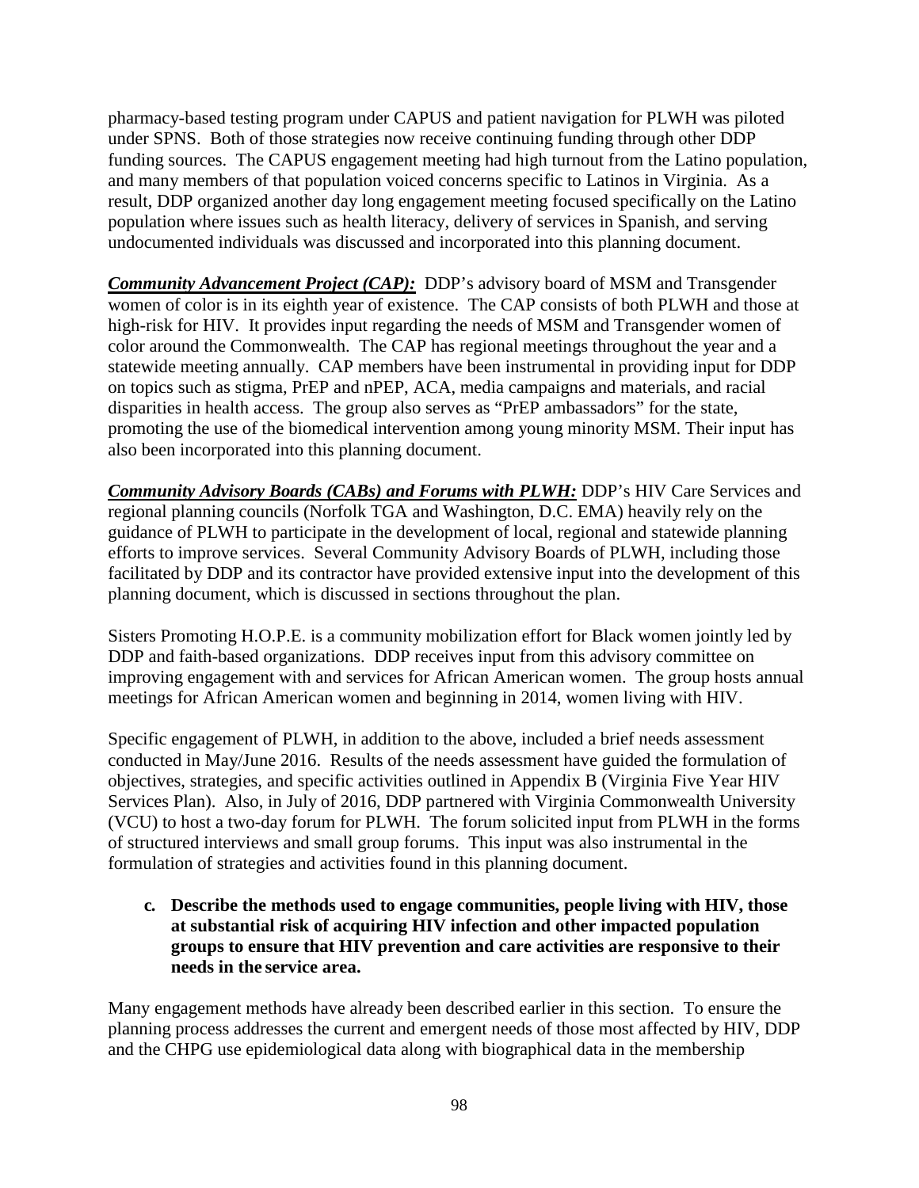pharmacy-based testing program under CAPUS and patient navigation for PLWH was piloted under SPNS. Both of those strategies now receive continuing funding through other DDP funding sources. The CAPUS engagement meeting had high turnout from the Latino population, and many members of that population voiced concerns specific to Latinos in Virginia. As a result, DDP organized another day long engagement meeting focused specifically on the Latino population where issues such as health literacy, delivery of services in Spanish, and serving undocumented individuals was discussed and incorporated into this planning document.

***Community Advancement Project (CAP):*** DDP's advisory board of MSM and Transgender women of color is in its eighth year of existence. The CAP consists of both PLWH and those at high-risk for HIV. It provides input regarding the needs of MSM and Transgender women of color around the Commonwealth. The CAP has regional meetings throughout the year and a statewide meeting annually. CAP members have been instrumental in providing input for DDP on topics such as stigma, PrEP and nPEP, ACA, media campaigns and materials, and racial disparities in health access. The group also serves as "PrEP ambassadors" for the state, promoting the use of the biomedical intervention among young minority MSM. Their input has also been incorporated into this planning document.

***Community Advisory Boards (CABs) and Forums with PLWH:*** DDP's HIV Care Services and regional planning councils (Norfolk TGA and Washington, D.C. EMA) heavily rely on the guidance of PLWH to participate in the development of local, regional and statewide planning efforts to improve services. Several Community Advisory Boards of PLWH, including those facilitated by DDP and its contractor have provided extensive input into the development of this planning document, which is discussed in sections throughout the plan.

Sisters Promoting H.O.P.E. is a community mobilization effort for Black women jointly led by DDP and faith-based organizations. DDP receives input from this advisory committee on improving engagement with and services for African American women. The group hosts annual meetings for African American women and beginning in 2014, women living with HIV.

Specific engagement of PLWH, in addition to the above, included a brief needs assessment conducted in May/June 2016. Results of the needs assessment have guided the formulation of objectives, strategies, and specific activities outlined in Appendix B (Virginia Five Year HIV Services Plan). Also, in July of 2016, DDP partnered with Virginia Commonwealth University (VCU) to host a two-day forum for PLWH. The forum solicited input from PLWH in the forms of structured interviews and small group forums. This input was also instrumental in the formulation of strategies and activities found in this planning document.

**c. Describe the methods used to engage communities, people living with HIV, those at substantial risk of acquiring HIV infection and other impacted population groups to ensure that HIV prevention and care activities are responsive to their needs in the service area.**

Many engagement methods have already been described earlier in this section. To ensure the planning process addresses the current and emergent needs of those most affected by HIV, DDP and the CHPG use epidemiological data along with biographical data in the membership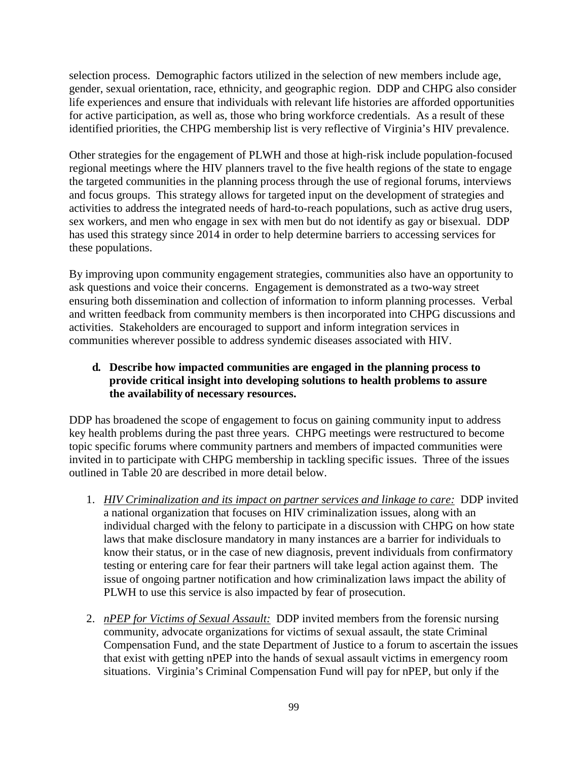selection process. Demographic factors utilized in the selection of new members include age, gender, sexual orientation, race, ethnicity, and geographic region. DDP and CHPG also consider life experiences and ensure that individuals with relevant life histories are afforded opportunities for active participation, as well as, those who bring workforce credentials. As a result of these identified priorities, the CHPG membership list is very reflective of Virginia's HIV prevalence.

Other strategies for the engagement of PLWH and those at high-risk include population-focused regional meetings where the HIV planners travel to the five health regions of the state to engage the targeted communities in the planning process through the use of regional forums, interviews and focus groups. This strategy allows for targeted input on the development of strategies and activities to address the integrated needs of hard-to-reach populations, such as active drug users, sex workers, and men who engage in sex with men but do not identify as gay or bisexual. DDP has used this strategy since 2014 in order to help determine barriers to accessing services for these populations.

By improving upon community engagement strategies, communities also have an opportunity to ask questions and voice their concerns. Engagement is demonstrated as a two-way street ensuring both dissemination and collection of information to inform planning processes. Verbal and written feedback from community members is then incorporated into CHPG discussions and activities. Stakeholders are encouraged to support and inform integration services in communities wherever possible to address syndemic diseases associated with HIV.

**d. Describe how impacted communities are engaged in the planning process to provide critical insight into developing solutions to health problems to assure the availability of necessary resources.**

DDP has broadened the scope of engagement to focus on gaining community input to address key health problems during the past three years. CHPG meetings were restructured to become topic specific forums where community partners and members of impacted communities were invited in to participate with CHPG membership in tackling specific issues. Three of the issues outlined in Table 20 are described in more detail below.

1. _HIV Criminalization and its impact on partner services and linkage to care:_ DDP invited a national organization that focuses on HIV criminalization issues, along with an individual charged with the felony to participate in a discussion with CHPG on how state laws that make disclosure mandatory in many instances are a barrier for individuals to know their status, or in the case of new diagnosis, prevent individuals from confirmatory testing or entering care for fear their partners will take legal action against them. The issue of ongoing partner notification and how criminalization laws impact the ability of PLWH to use this service is also impacted by fear of prosecution.

2. _nPEP for Victims of Sexual Assault:_ DDP invited members from the forensic nursing community, advocate organizations for victims of sexual assault, the state Criminal Compensation Fund, and the state Department of Justice to a forum to ascertain the issues that exist with getting nPEP into the hands of sexual assault victims in emergency room situations. Virginia's Criminal Compensation Fund will pay for nPEP, but only if the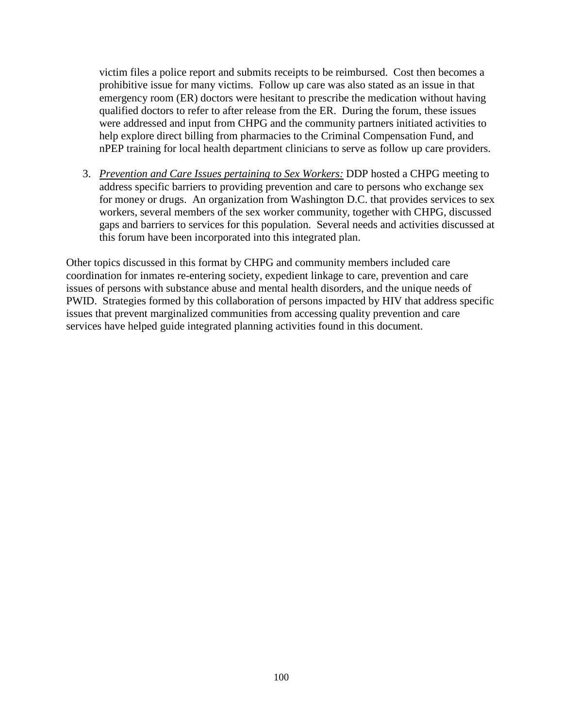victim files a police report and submits receipts to be reimbursed. Cost then becomes a prohibitive issue for many victims. Follow up care was also stated as an issue in that emergency room (ER) doctors were hesitant to prescribe the medication without having qualified doctors to refer to after release from the ER. During the forum, these issues were addressed and input from CHPG and the community partners initiated activities to help explore direct billing from pharmacies to the Criminal Compensation Fund, and nPEP training for local health department clinicians to serve as follow up care providers.

3. *Prevention and Care Issues pertaining to Sex Workers:* DDP hosted a CHPG meeting to address specific barriers to providing prevention and care to persons who exchange sex for money or drugs. An organization from Washington D.C. that provides services to sex workers, several members of the sex worker community, together with CHPG, discussed gaps and barriers to services for this population. Several needs and activities discussed at this forum have been incorporated into this integrated plan.

Other topics discussed in this format by CHPG and community members included care coordination for inmates re-entering society, expedient linkage to care, prevention and care issues of persons with substance abuse and mental health disorders, and the unique needs of PWID. Strategies formed by this collaboration of persons impacted by HIV that address specific issues that prevent marginalized communities from accessing quality prevention and care services have helped guide integrated planning activities found in this document.